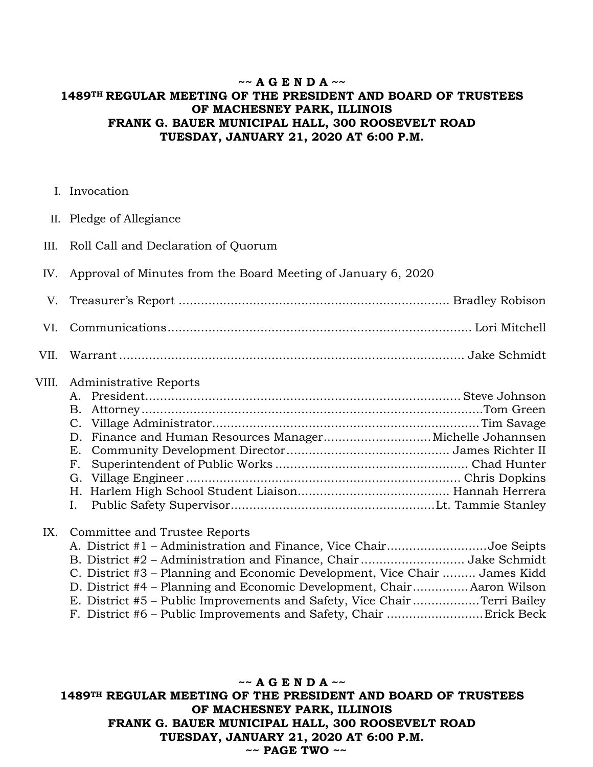**~~ A G E N D A ~~**

**1489TH REGULAR MEETING OF THE PRESIDENT AND BOARD OF TRUSTEES OF MACHESNEY PARK, ILLINOIS**

**FRANK G. BAUER MUNICIPAL HALL, 300 ROOSEVELT ROAD**

**TUESDAY, JANUARY 21, 2020 AT 6:00 P.M.**

I. Invocation

II. Pledge of Allegiance

III. Roll Call and Declaration of Quorum

IV. Approval of Minutes from the Board Meeting of January 6, 2020

V. Treasurer's Report ........ Bradley Robison

VI. Communications ........ Lori Mitchell

VII. Warrant ........ Jake Schmidt

VIII. Administrative Reports

- A. President ........ Steve Johnson
- B. Attorney ........ Tom Green
- C. Village Administrator ........ Tim Savage
- D. Finance and Human Resources Manager ........ Michelle Johannsen
- E. Community Development Director ........ James Richter II
- F. Superintendent of Public Works ........ Chad Hunter
- G. Village Engineer ........ Chris Dopkins
- H. Harlem High School Student Liaison ........ Hannah Herrera
- I. Public Safety Supervisor ........ Lt. Tammie Stanley

IX. Committee and Trustee Reports

- A. District #1 – Administration and Finance, Vice Chair ........ Joe Seipts
- B. District #2 – Administration and Finance, Chair ........ Jake Schmidt
- C. District #3 – Planning and Economic Development, Vice Chair ........ James Kidd
- D. District #4 – Planning and Economic Development, Chair ........ Aaron Wilson
- E. District #5 – Public Improvements and Safety, Vice Chair ........ Terri Bailey
- F. District #6 – Public Improvements and Safety, Chair ........ Erick Beck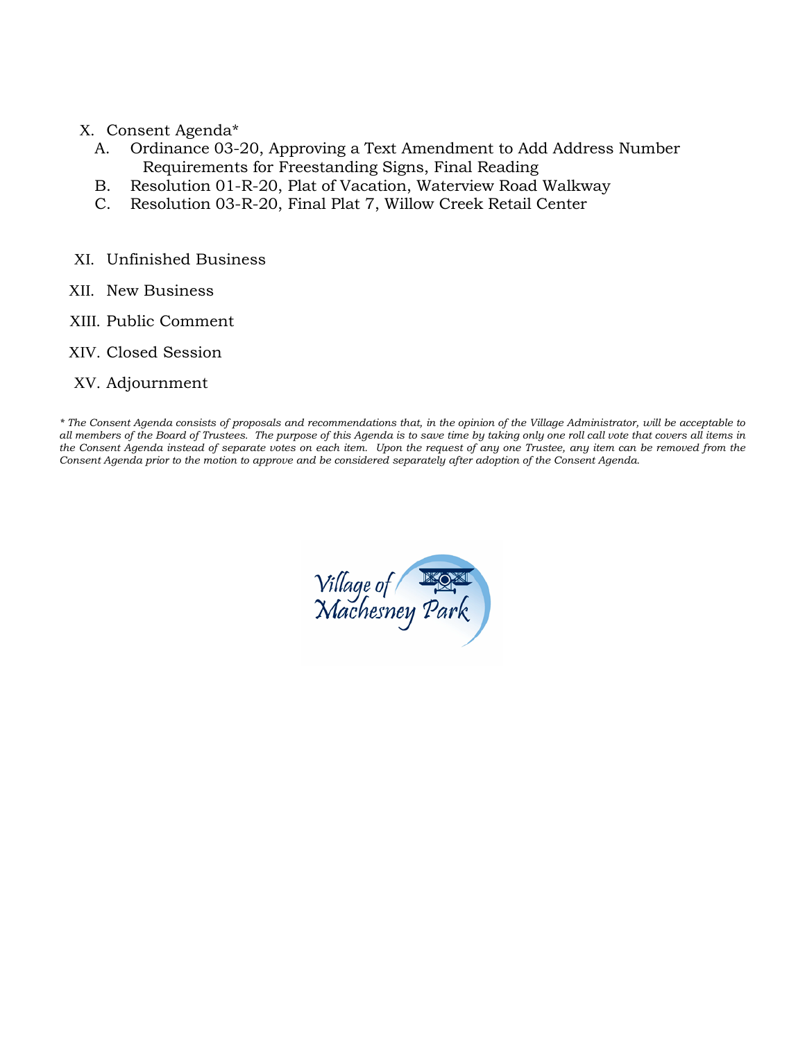X. Consent Agenda*
   A. Ordinance 03-20, Approving a Text Amendment to Add Address Number Requirements for Freestanding Signs, Final Reading
   B. Resolution 01-R-20, Plat of Vacation, Waterview Road Walkway
   C. Resolution 03-R-20, Final Plat 7, Willow Creek Retail Center

XI. Unfinished Business

XII. New Business

XIII. Public Comment

XIV. Closed Session

XV. Adjournment

*\* The Consent Agenda consists of proposals and recommendations that, in the opinion of the Village Administrator, will be acceptable to all members of the Board of Trustees. The purpose of this Agenda is to save time by taking only one roll call vote that covers all items in the Consent Agenda instead of separate votes on each item. Upon the request of any one Trustee, any item can be removed from the Consent Agenda prior to the motion to approve and be considered separately after adoption of the Consent Agenda.*

Village of Machesney Park